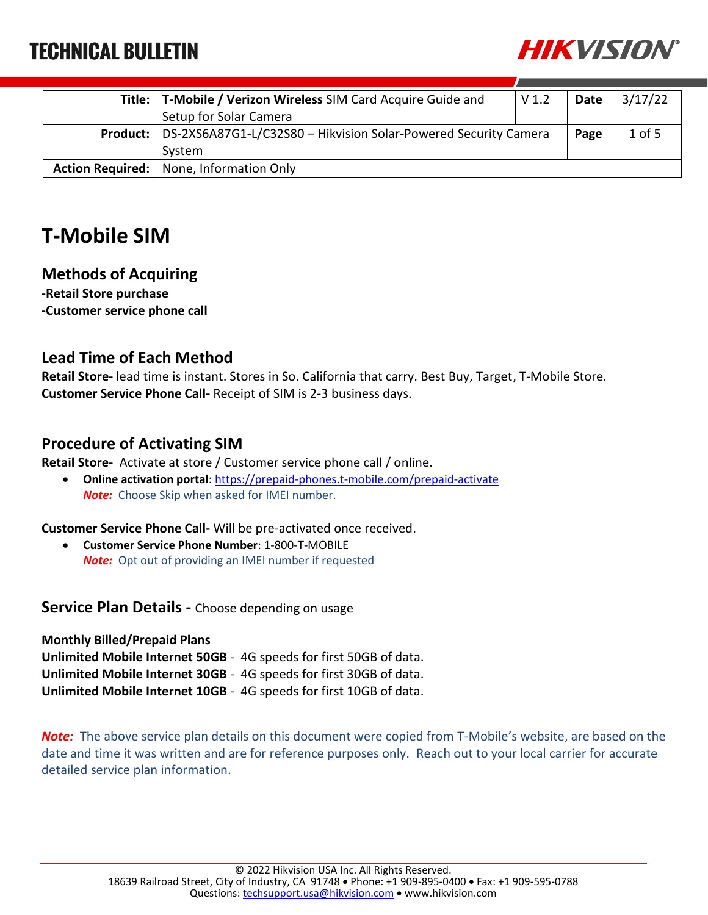# TECHNICAL BULLETIN

| | | | | |
|---|---|---|---|---|
| **Title:** | **T-Mobile / Verizon Wireless** SIM Card Acquire Guide and Setup for Solar Camera | V 1.2 | **Date** | 3/17/22 |
| **Product:** | DS-2XS6A87G1-L/C32S80 – Hikvision Solar-Powered Security Camera System | | **Page** | 1 of 5 |
| **Action Required:** | None, Information Only | | | |

# T-Mobile SIM

## Methods of Acquiring

**-Retail Store purchase**
**-Customer service phone call**

## Lead Time of Each Method

**Retail Store-** lead time is instant. Stores in So. California that carry. Best Buy, Target, T-Mobile Store.
**Customer Service Phone Call-** Receipt of SIM is 2-3 business days.

## Procedure of Activating SIM

**Retail Store-** Activate at store / Customer service phone call / online.

- **Online activation portal**: https://prepaid-phones.t-mobile.com/prepaid-activate
  ***Note:*** Choose Skip when asked for IMEI number.

**Customer Service Phone Call-** Will be pre-activated once received.

- **Customer Service Phone Number**: 1-800-T-MOBILE
  ***Note:*** Opt out of providing an IMEI number if requested

## Service Plan Details - Choose depending on usage

**Monthly Billed/Prepaid Plans**
**Unlimited Mobile Internet 50GB** - 4G speeds for first 50GB of data.
**Unlimited Mobile Internet 30GB** - 4G speeds for first 30GB of data.
**Unlimited Mobile Internet 10GB** - 4G speeds for first 10GB of data.

***Note:*** The above service plan details on this document were copied from T-Mobile's website, are based on the date and time it was written and are for reference purposes only. Reach out to your local carrier for accurate detailed service plan information.

© 2022 Hikvision USA Inc. All Rights Reserved.
18639 Railroad Street, City of Industry, CA 91748 • Phone: +1 909-895-0400 • Fax: +1 909-595-0788
Questions: techsupport.usa@hikvision.com • www.hikvision.com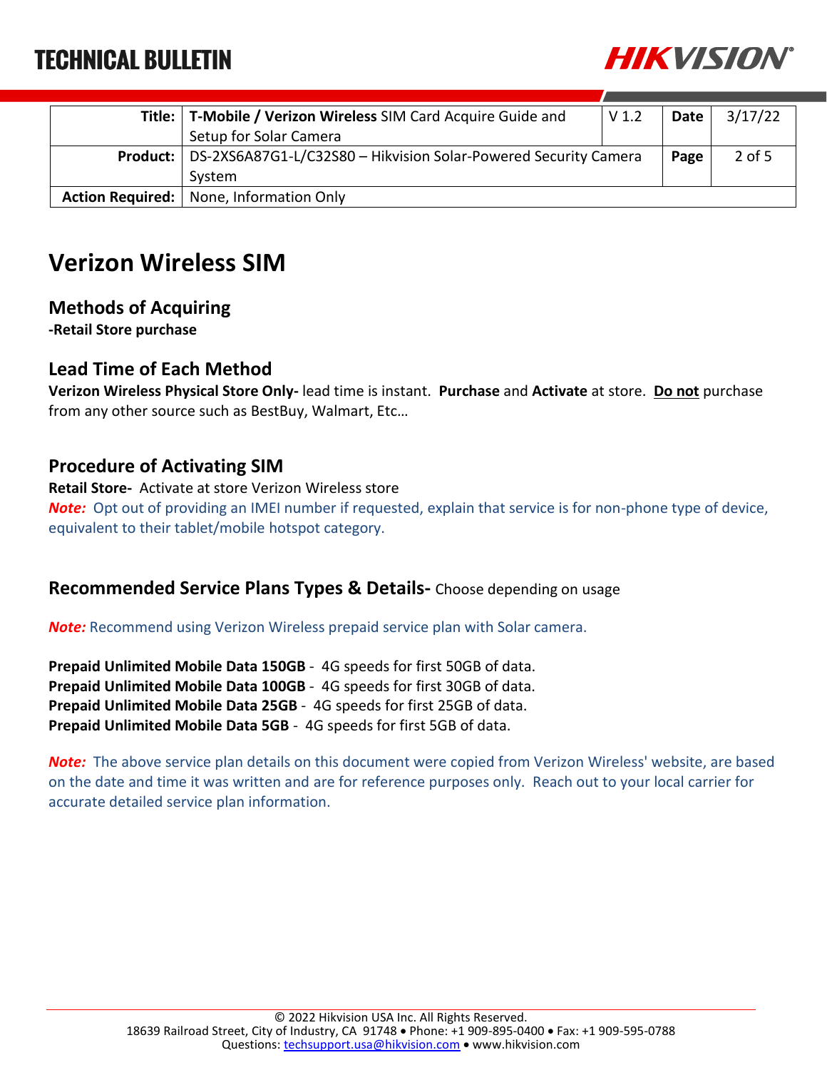# TECHNICAL BULLETIN

| | | | | |
|---|---|---|---|---|
| **Title:** | **T-Mobile / Verizon Wireless** SIM Card Acquire Guide and Setup for Solar Camera | V 1.2 | **Date** | 3/17/22 |
| **Product:** | DS-2XS6A87G1-L/C32S80 – Hikvision Solar-Powered Security Camera System | | **Page** | 2 of 5 |
| **Action Required:** | None, Information Only | | | |

# Verizon Wireless SIM

## Methods of Acquiring

**-Retail Store purchase**

## Lead Time of Each Method

**Verizon Wireless Physical Store Only-** lead time is instant. **Purchase** and **Activate** at store. **Do not** purchase from any other source such as BestBuy, Walmart, Etc…

## Procedure of Activating SIM

**Retail Store-** Activate at store Verizon Wireless store

***Note:*** Opt out of providing an IMEI number if requested, explain that service is for non-phone type of device, equivalent to their tablet/mobile hotspot category.

## Recommended Service Plans Types & Details- Choose depending on usage

***Note:*** Recommend using Verizon Wireless prepaid service plan with Solar camera.

**Prepaid Unlimited Mobile Data 150GB** - 4G speeds for first 50GB of data.
**Prepaid Unlimited Mobile Data 100GB** - 4G speeds for first 30GB of data.
**Prepaid Unlimited Mobile Data 25GB** - 4G speeds for first 25GB of data.
**Prepaid Unlimited Mobile Data 5GB** - 4G speeds for first 5GB of data.

***Note:*** The above service plan details on this document were copied from Verizon Wireless' website, are based on the date and time it was written and are for reference purposes only. Reach out to your local carrier for accurate detailed service plan information.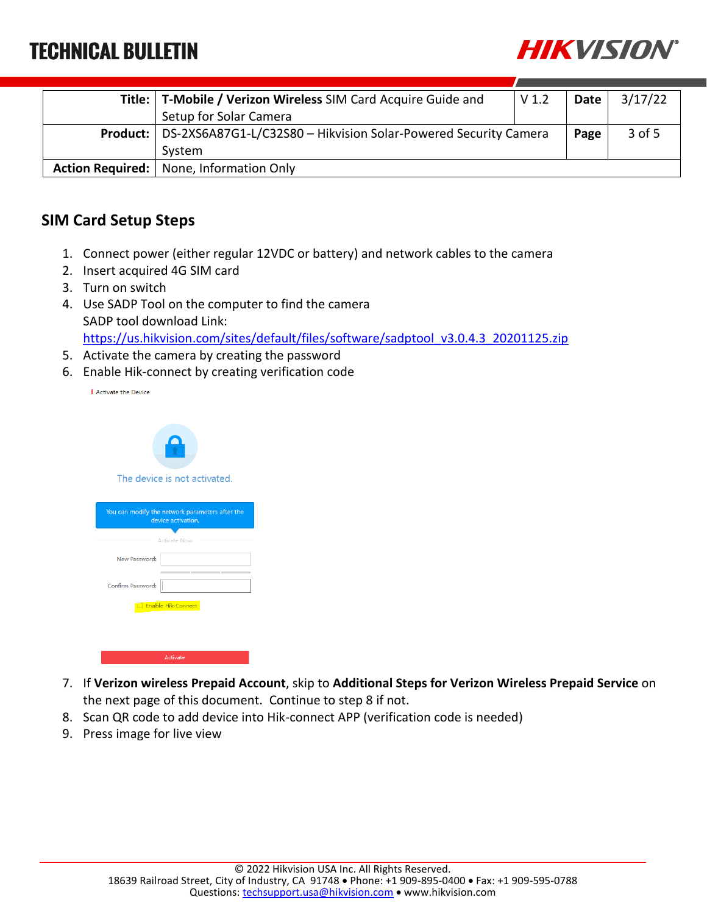TECHNICAL BULLETIN

| Title: | **T-Mobile / Verizon Wireless** SIM Card Acquire Guide and Setup for Solar Camera | V 1.2 | Date | 3/17/22 |
|---|---|---|---|---|
| **Product:** | DS-2XS6A87G1-L/C32S80 – Hikvision Solar-Powered Security Camera System | | **Page** | 3 of 5 |
| **Action Required:** | None, Information Only | | | |

## SIM Card Setup Steps

1. Connect power (either regular 12VDC or battery) and network cables to the camera
2. Insert acquired 4G SIM card
3. Turn on switch
4. Use SADP Tool on the computer to find the camera
   SADP tool download Link:
   https://us.hikvision.com/sites/default/files/software/sadptool_v3.0.4.3_20201125.zip
5. Activate the camera by creating the password
6. Enable Hik-connect by creating verification code

   Activate the Device

   The device is not activated.

   You can modify the network parameters after the device activation.

   Activate Now

   New Password:

   Confirm Password:

   Enable Hik-Connect

   Activate

7. If **Verizon wireless Prepaid Account**, skip to **Additional Steps for Verizon Wireless Prepaid Service** on the next page of this document. Continue to step 8 if not.
8. Scan QR code to add device into Hik-connect APP (verification code is needed)
9. Press image for live view

© 2022 Hikvision USA Inc. All Rights Reserved.
18639 Railroad Street, City of Industry, CA 91748 • Phone: +1 909-895-0400 • Fax: +1 909-595-0788
Questions: techsupport.usa@hikvision.com • www.hikvision.com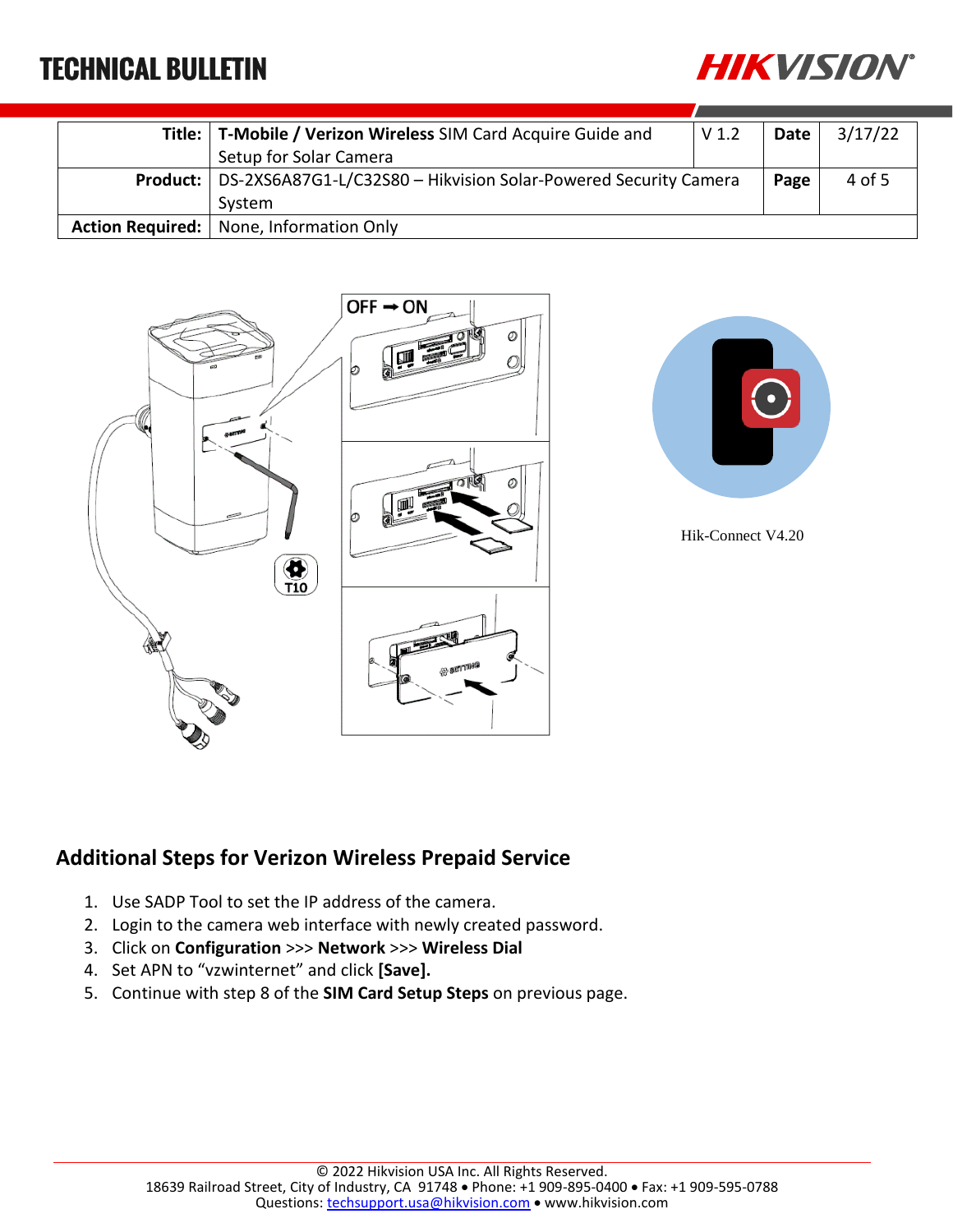# TECHNICAL BULLETIN

| Title: | **T-Mobile / Verizon Wireless** SIM Card Acquire Guide and Setup for Solar Camera | V 1.2 | **Date** | 3/17/22 |
|---|---|---|---|---|
| **Product:** | DS-2XS6A87G1-L/C32S80 – Hikvision Solar-Powered Security Camera System | | **Page** | 4 of 5 |
| **Action Required:** | None, Information Only | | | |

Hik-Connect V4.20

## Additional Steps for Verizon Wireless Prepaid Service

1. Use SADP Tool to set the IP address of the camera.
2. Login to the camera web interface with newly created password.
3. Click on **Configuration** >>> **Network** >>> **Wireless Dial**
4. Set APN to "vzwinternet" and click **[Save].**
5. Continue with step 8 of the **SIM Card Setup Steps** on previous page.

© 2022 Hikvision USA Inc. All Rights Reserved.
18639 Railroad Street, City of Industry, CA 91748 • Phone: +1 909-895-0400 • Fax: +1 909-595-0788
Questions: techsupport.usa@hikvision.com • www.hikvision.com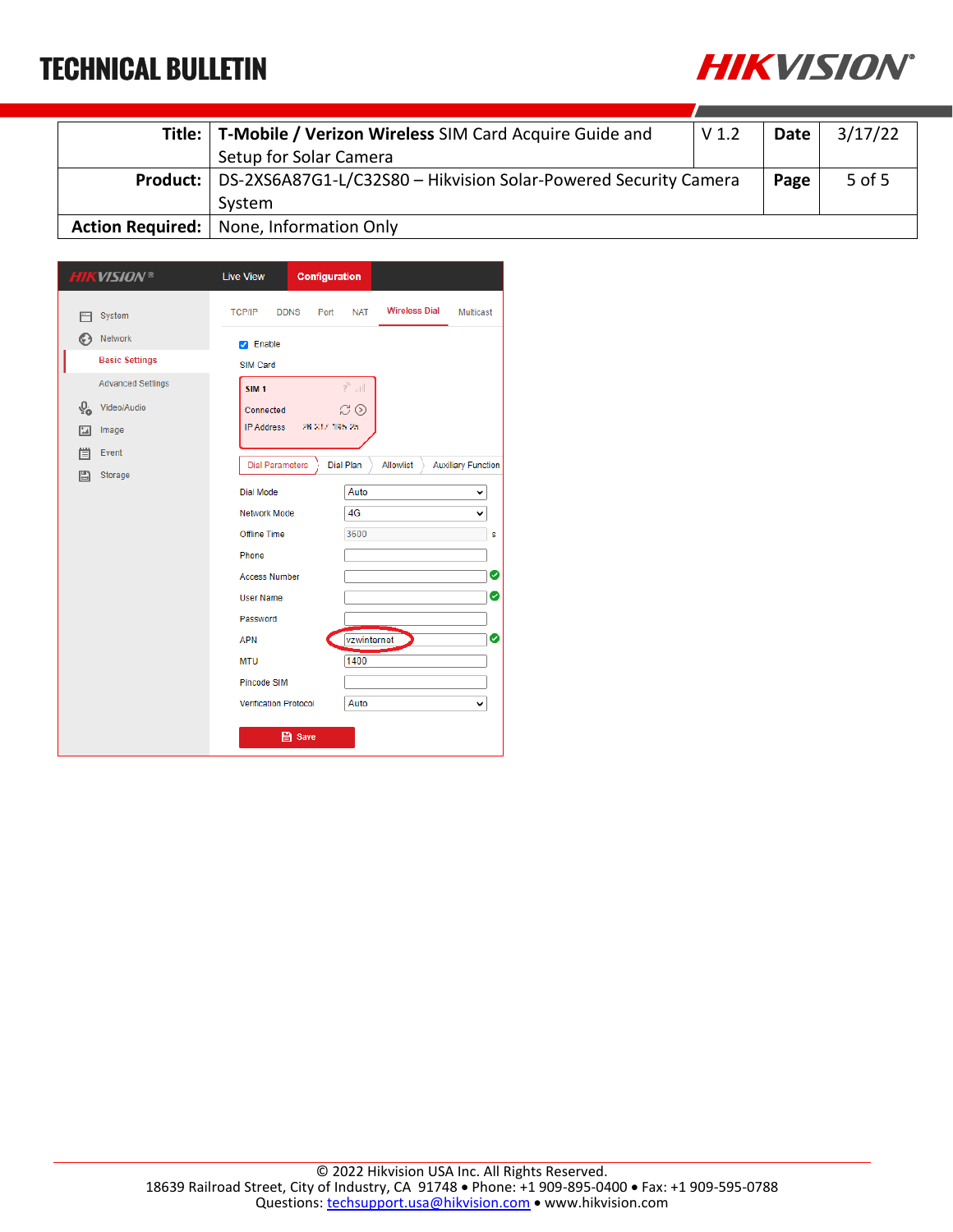HIKVISION

Live View

Configuration

System

Network

Basic Settings

Advanced Settings

Video/Audio

Image

Event

Storage

TCP/IP DDNS Port NAT Wireless Dial Multicast

Enable

SIM Card

SIM 1

Connected

IP Address

Dial Parameters Dial Plan Allowlist Auxiliary Function

Dial Mode: Auto

Network Mode: 4G

Offline Time: 3600 s

Phone

Access Number

User Name

Password

APN: vzwinternet

MTU: 1400

Pincode SIM

Verification Protocol: Auto

Save